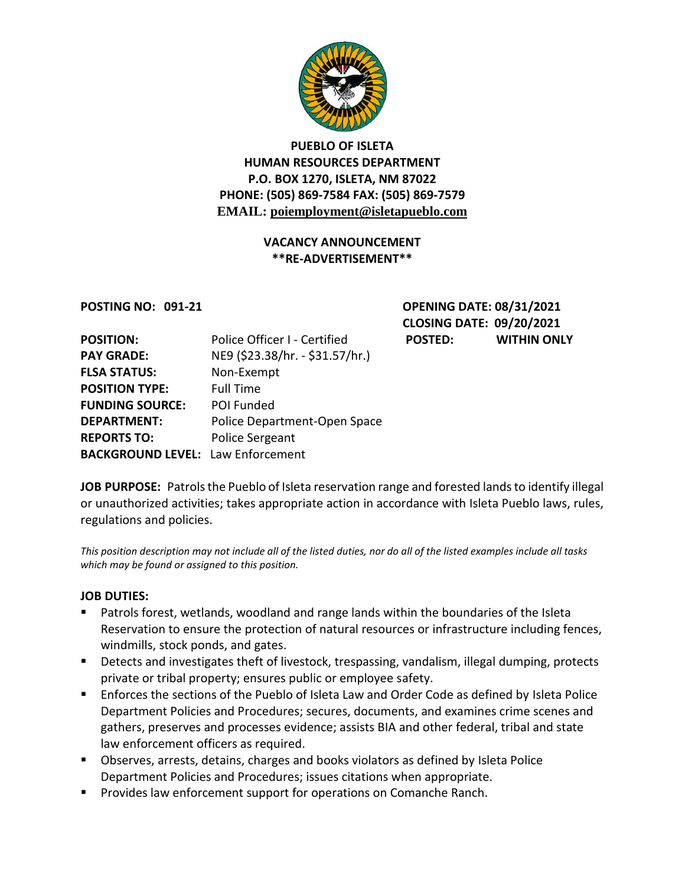**PUEBLO OF ISLETA**
**HUMAN RESOURCES DEPARTMENT**
**P.O. BOX 1270, ISLETA, NM 87022**
**PHONE: (505) 869-7584 FAX: (505) 869-7579**
**EMAIL: poiemployment@isletapueblo.com**

**VACANCY ANNOUNCEMENT**
**\*\*RE-ADVERTISEMENT\*\***

**POSTING NO: 091-21**

**OPENING DATE: 08/31/2021**
**CLOSING DATE: 09/20/2021**
**POSTED: WITHIN ONLY**

| | |
|---|---|
| **POSITION:** | Police Officer I - Certified |
| **PAY GRADE:** | NE9 ($23.38/hr. - $31.57/hr.) |
| **FLSA STATUS:** | Non-Exempt |
| **POSITION TYPE:** | Full Time |
| **FUNDING SOURCE:** | POI Funded |
| **DEPARTMENT:** | Police Department-Open Space |
| **REPORTS TO:** | Police Sergeant |
| **BACKGROUND LEVEL:** | Law Enforcement |

**JOB PURPOSE:** Patrols the Pueblo of Isleta reservation range and forested lands to identify illegal or unauthorized activities; takes appropriate action in accordance with Isleta Pueblo laws, rules, regulations and policies.

*This position description may not include all of the listed duties, nor do all of the listed examples include all tasks which may be found or assigned to this position.*

**JOB DUTIES:**

- Patrols forest, wetlands, woodland and range lands within the boundaries of the Isleta Reservation to ensure the protection of natural resources or infrastructure including fences, windmills, stock ponds, and gates.
- Detects and investigates theft of livestock, trespassing, vandalism, illegal dumping, protects private or tribal property; ensures public or employee safety.
- Enforces the sections of the Pueblo of Isleta Law and Order Code as defined by Isleta Police Department Policies and Procedures; secures, documents, and examines crime scenes and gathers, preserves and processes evidence; assists BIA and other federal, tribal and state law enforcement officers as required.
- Observes, arrests, detains, charges and books violators as defined by Isleta Police Department Policies and Procedures; issues citations when appropriate.
- Provides law enforcement support for operations on Comanche Ranch.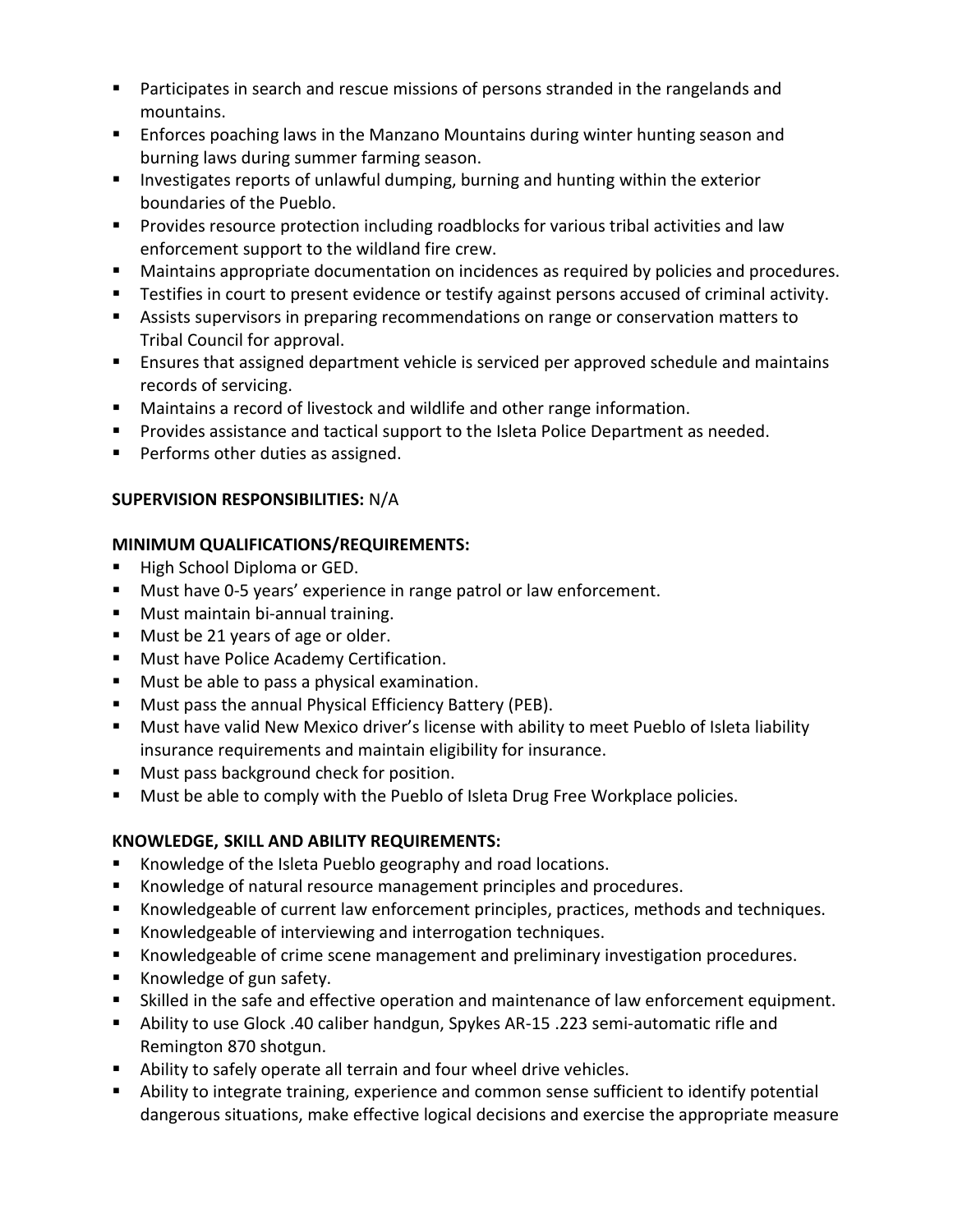- Participates in search and rescue missions of persons stranded in the rangelands and mountains.
- Enforces poaching laws in the Manzano Mountains during winter hunting season and burning laws during summer farming season.
- Investigates reports of unlawful dumping, burning and hunting within the exterior boundaries of the Pueblo.
- Provides resource protection including roadblocks for various tribal activities and law enforcement support to the wildland fire crew.
- Maintains appropriate documentation on incidences as required by policies and procedures.
- Testifies in court to present evidence or testify against persons accused of criminal activity.
- Assists supervisors in preparing recommendations on range or conservation matters to Tribal Council for approval.
- Ensures that assigned department vehicle is serviced per approved schedule and maintains records of servicing.
- Maintains a record of livestock and wildlife and other range information.
- Provides assistance and tactical support to the Isleta Police Department as needed.
- Performs other duties as assigned.

**SUPERVISION RESPONSIBILITIES:** N/A

**MINIMUM QUALIFICATIONS/REQUIREMENTS:**

- High School Diploma or GED.
- Must have 0-5 years' experience in range patrol or law enforcement.
- Must maintain bi-annual training.
- Must be 21 years of age or older.
- Must have Police Academy Certification.
- Must be able to pass a physical examination.
- Must pass the annual Physical Efficiency Battery (PEB).
- Must have valid New Mexico driver's license with ability to meet Pueblo of Isleta liability insurance requirements and maintain eligibility for insurance.
- Must pass background check for position.
- Must be able to comply with the Pueblo of Isleta Drug Free Workplace policies.

**KNOWLEDGE, SKILL AND ABILITY REQUIREMENTS:**

- Knowledge of the Isleta Pueblo geography and road locations.
- Knowledge of natural resource management principles and procedures.
- Knowledgeable of current law enforcement principles, practices, methods and techniques.
- Knowledgeable of interviewing and interrogation techniques.
- Knowledgeable of crime scene management and preliminary investigation procedures.
- Knowledge of gun safety.
- Skilled in the safe and effective operation and maintenance of law enforcement equipment.
- Ability to use Glock .40 caliber handgun, Spykes AR-15 .223 semi-automatic rifle and Remington 870 shotgun.
- Ability to safely operate all terrain and four wheel drive vehicles.
- Ability to integrate training, experience and common sense sufficient to identify potential dangerous situations, make effective logical decisions and exercise the appropriate measure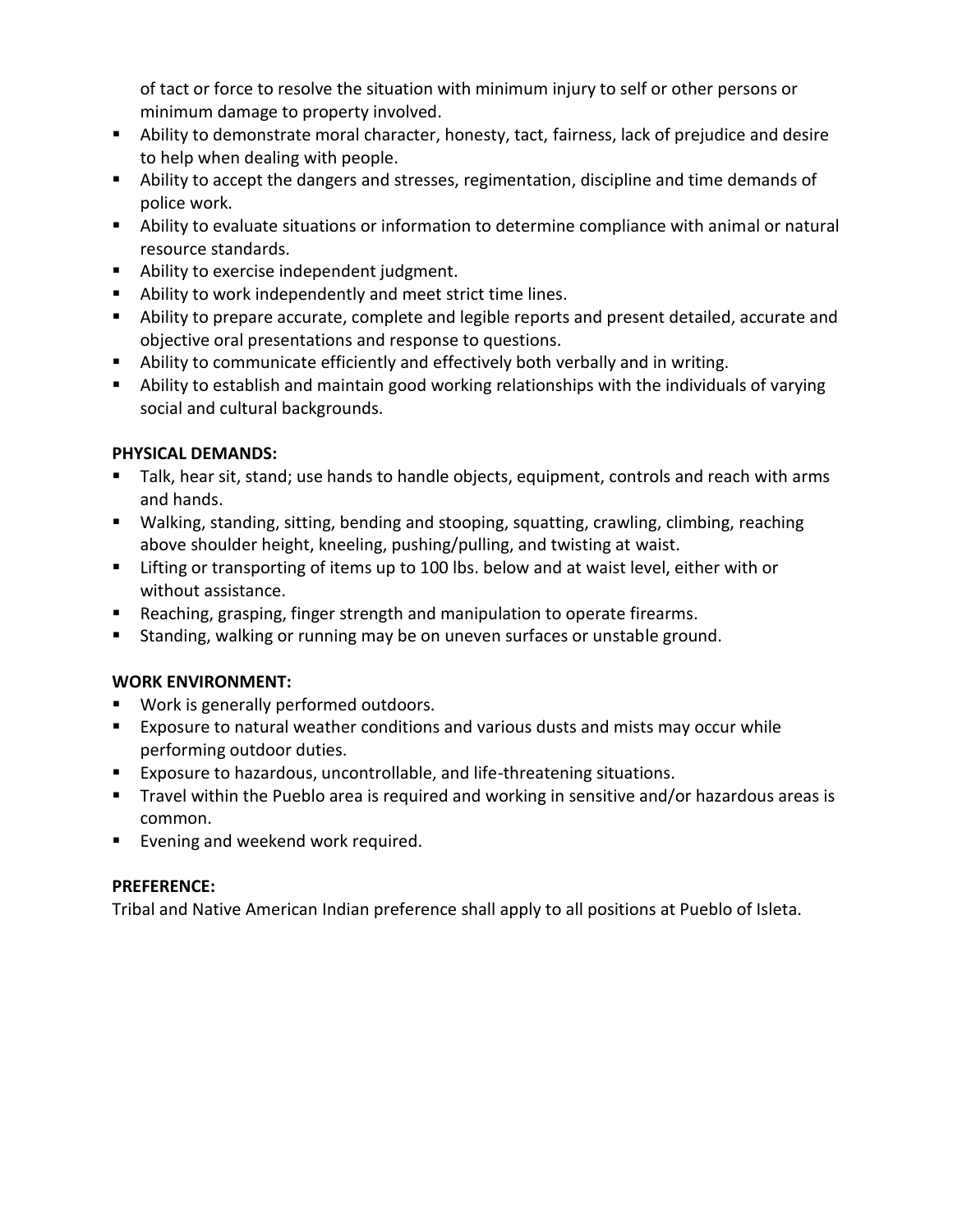of tact or force to resolve the situation with minimum injury to self or other persons or minimum damage to property involved.

- Ability to demonstrate moral character, honesty, tact, fairness, lack of prejudice and desire to help when dealing with people.
- Ability to accept the dangers and stresses, regimentation, discipline and time demands of police work.
- Ability to evaluate situations or information to determine compliance with animal or natural resource standards.
- Ability to exercise independent judgment.
- Ability to work independently and meet strict time lines.
- Ability to prepare accurate, complete and legible reports and present detailed, accurate and objective oral presentations and response to questions.
- Ability to communicate efficiently and effectively both verbally and in writing.
- Ability to establish and maintain good working relationships with the individuals of varying social and cultural backgrounds.

**PHYSICAL DEMANDS:**

- Talk, hear sit, stand; use hands to handle objects, equipment, controls and reach with arms and hands.
- Walking, standing, sitting, bending and stooping, squatting, crawling, climbing, reaching above shoulder height, kneeling, pushing/pulling, and twisting at waist.
- Lifting or transporting of items up to 100 lbs. below and at waist level, either with or without assistance.
- Reaching, grasping, finger strength and manipulation to operate firearms.
- Standing, walking or running may be on uneven surfaces or unstable ground.

**WORK ENVIRONMENT:**

- Work is generally performed outdoors.
- Exposure to natural weather conditions and various dusts and mists may occur while performing outdoor duties.
- Exposure to hazardous, uncontrollable, and life-threatening situations.
- Travel within the Pueblo area is required and working in sensitive and/or hazardous areas is common.
- Evening and weekend work required.

**PREFERENCE:**

Tribal and Native American Indian preference shall apply to all positions at Pueblo of Isleta.